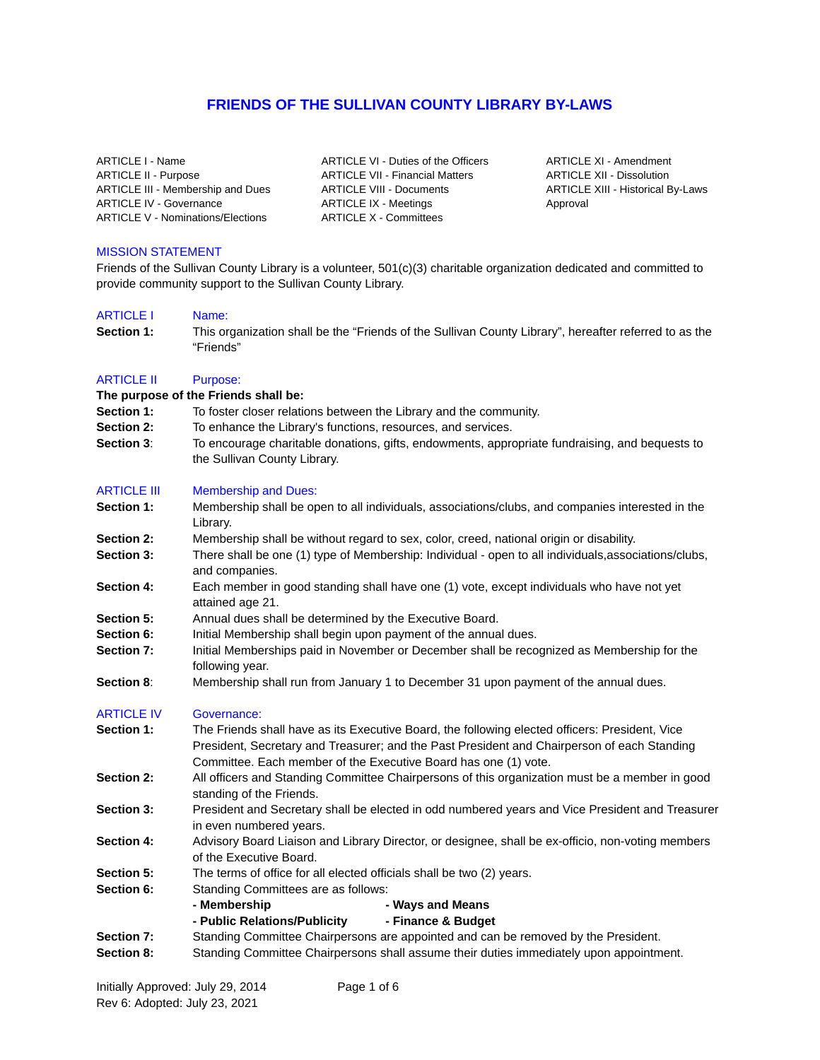# FRIENDS OF THE SULLIVAN COUNTY LIBRARY BY-LAWS

ARTICLE I - Name
ARTICLE II - Purpose
ARTICLE III - Membership and Dues
ARTICLE IV - Governance
ARTICLE V - Nominations/Elections
ARTICLE VI - Duties of the Officers
ARTICLE VII - Financial Matters
ARTICLE VIII - Documents
ARTICLE IX - Meetings
ARTICLE X - Committees
ARTICLE XI - Amendment
ARTICLE XII - Dissolution
ARTICLE XIII - Historical By-Laws Approval

## MISSION STATEMENT

Friends of the Sullivan County Library is a volunteer, 501(c)(3) charitable organization dedicated and committed to provide community support to the Sullivan County Library.

## ARTICLE I Name:

**Section 1:** This organization shall be the "Friends of the Sullivan County Library", hereafter referred to as the "Friends"

## ARTICLE II Purpose:

**The purpose of the Friends shall be:**

**Section 1:** To foster closer relations between the Library and the community.

**Section 2:** To enhance the Library's functions, resources, and services.

**Section 3**: To encourage charitable donations, gifts, endowments, appropriate fundraising, and bequests to the Sullivan County Library.

## ARTICLE III Membership and Dues:

**Section 1:** Membership shall be open to all individuals, associations/clubs, and companies interested in the Library.

**Section 2:** Membership shall be without regard to sex, color, creed, national origin or disability.

**Section 3:** There shall be one (1) type of Membership: Individual - open to all individuals,associations/clubs, and companies.

**Section 4:** Each member in good standing shall have one (1) vote, except individuals who have not yet attained age 21.

**Section 5:** Annual dues shall be determined by the Executive Board.

**Section 6:** Initial Membership shall begin upon payment of the annual dues.

**Section 7:** Initial Memberships paid in November or December shall be recognized as Membership for the following year.

**Section 8**: Membership shall run from January 1 to December 31 upon payment of the annual dues.

## ARTICLE IV Governance:

**Section 1:** The Friends shall have as its Executive Board, the following elected officers: President, Vice President, Secretary and Treasurer; and the Past President and Chairperson of each Standing Committee. Each member of the Executive Board has one (1) vote.

**Section 2:** All officers and Standing Committee Chairpersons of this organization must be a member in good standing of the Friends.

**Section 3:** President and Secretary shall be elected in odd numbered years and Vice President and Treasurer in even numbered years.

**Section 4:** Advisory Board Liaison and Library Director, or designee, shall be ex-officio, non-voting members of the Executive Board.

**Section 5:** The terms of office for all elected officials shall be two (2) years.

**Section 6:** Standing Committees are as follows:

- **Membership**
- **Public Relations/Publicity**
- **Ways and Means**
- **Finance & Budget**

**Section 7:** Standing Committee Chairpersons are appointed and can be removed by the President.

**Section 8:** Standing Committee Chairpersons shall assume their duties immediately upon appointment.

Initially Approved: July 29, 2014
Rev 6: Adopted: July 23, 2021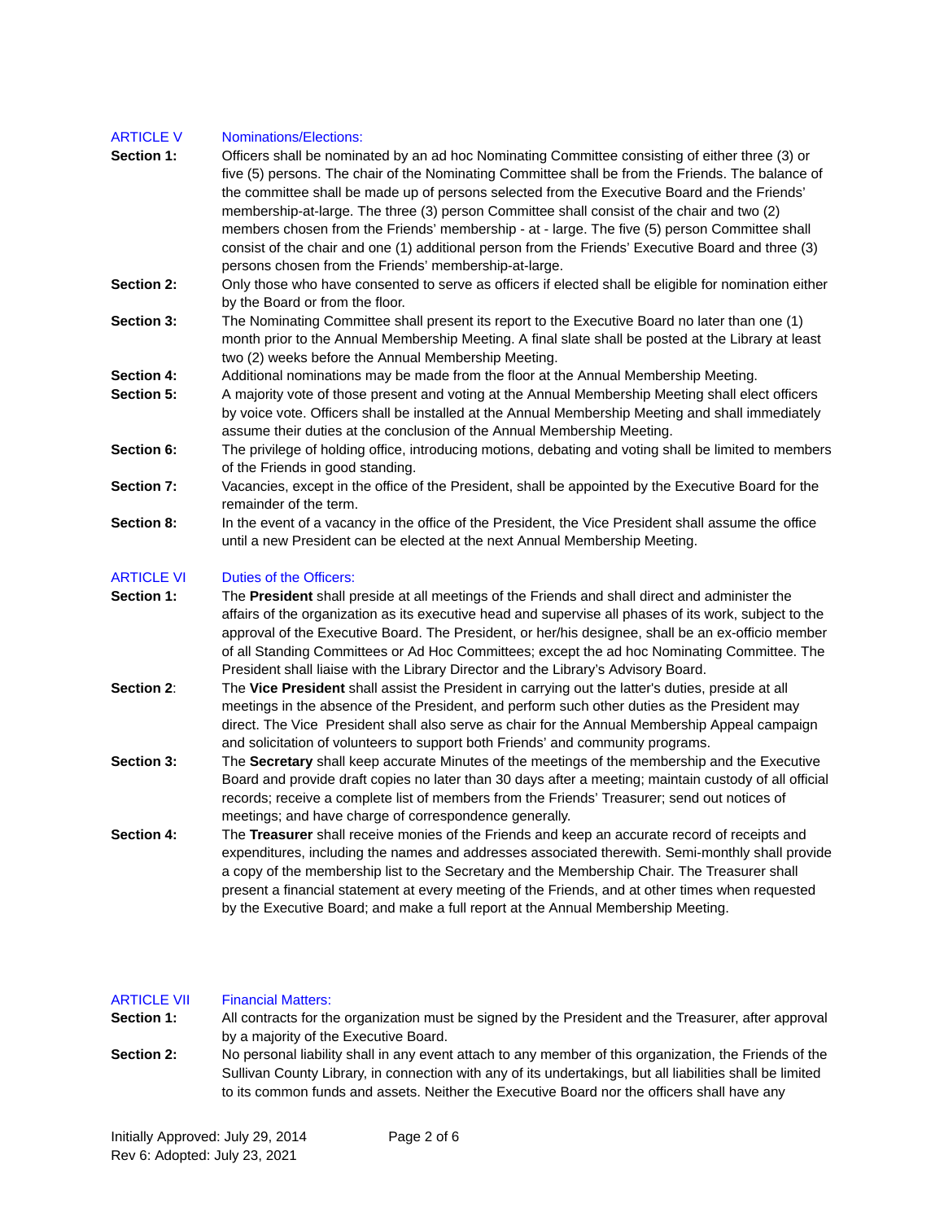## ARTICLE V Nominations/Elections:

**Section 1:** Officers shall be nominated by an ad hoc Nominating Committee consisting of either three (3) or five (5) persons. The chair of the Nominating Committee shall be from the Friends. The balance of the committee shall be made up of persons selected from the Executive Board and the Friends' membership-at-large. The three (3) person Committee shall consist of the chair and two (2) members chosen from the Friends' membership - at - large. The five (5) person Committee shall consist of the chair and one (1) additional person from the Friends' Executive Board and three (3) persons chosen from the Friends' membership-at-large.

**Section 2:** Only those who have consented to serve as officers if elected shall be eligible for nomination either by the Board or from the floor.

**Section 3:** The Nominating Committee shall present its report to the Executive Board no later than one (1) month prior to the Annual Membership Meeting. A final slate shall be posted at the Library at least two (2) weeks before the Annual Membership Meeting.

**Section 4:** Additional nominations may be made from the floor at the Annual Membership Meeting.

**Section 5:** A majority vote of those present and voting at the Annual Membership Meeting shall elect officers by voice vote. Officers shall be installed at the Annual Membership Meeting and shall immediately assume their duties at the conclusion of the Annual Membership Meeting.

**Section 6:** The privilege of holding office, introducing motions, debating and voting shall be limited to members of the Friends in good standing.

**Section 7:** Vacancies, except in the office of the President, shall be appointed by the Executive Board for the remainder of the term.

**Section 8:** In the event of a vacancy in the office of the President, the Vice President shall assume the office until a new President can be elected at the next Annual Membership Meeting.

## ARTICLE VI Duties of the Officers:

**Section 1:** The **President** shall preside at all meetings of the Friends and shall direct and administer the affairs of the organization as its executive head and supervise all phases of its work, subject to the approval of the Executive Board. The President, or her/his designee, shall be an ex-officio member of all Standing Committees or Ad Hoc Committees; except the ad hoc Nominating Committee. The President shall liaise with the Library Director and the Library's Advisory Board.

**Section 2**: The **Vice President** shall assist the President in carrying out the latter's duties, preside at all meetings in the absence of the President, and perform such other duties as the President may direct. The Vice President shall also serve as chair for the Annual Membership Appeal campaign and solicitation of volunteers to support both Friends' and community programs.

**Section 3:** The **Secretary** shall keep accurate Minutes of the meetings of the membership and the Executive Board and provide draft copies no later than 30 days after a meeting; maintain custody of all official records; receive a complete list of members from the Friends' Treasurer; send out notices of meetings; and have charge of correspondence generally.

**Section 4:** The **Treasurer** shall receive monies of the Friends and keep an accurate record of receipts and expenditures, including the names and addresses associated therewith. Semi-monthly shall provide a copy of the membership list to the Secretary and the Membership Chair. The Treasurer shall present a financial statement at every meeting of the Friends, and at other times when requested by the Executive Board; and make a full report at the Annual Membership Meeting.

## ARTICLE VII Financial Matters:

**Section 1:** All contracts for the organization must be signed by the President and the Treasurer, after approval by a majority of the Executive Board.

**Section 2:** No personal liability shall in any event attach to any member of this organization, the Friends of the Sullivan County Library, in connection with any of its undertakings, but all liabilities shall be limited to its common funds and assets. Neither the Executive Board nor the officers shall have any

Initially Approved: July 29, 2014
Rev 6: Adopted: July 23, 2021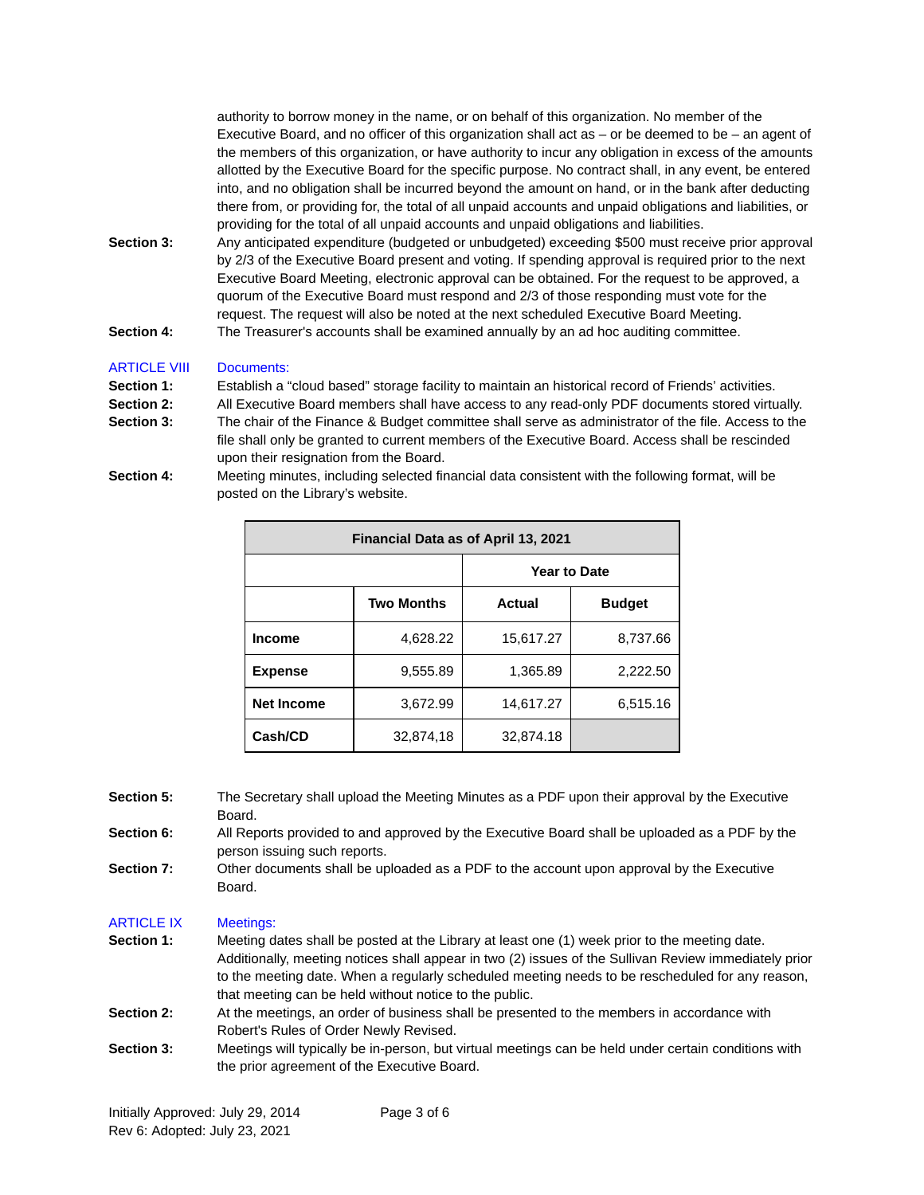authority to borrow money in the name, or on behalf of this organization. No member of the Executive Board, and no officer of this organization shall act as – or be deemed to be – an agent of the members of this organization, or have authority to incur any obligation in excess of the amounts allotted by the Executive Board for the specific purpose. No contract shall, in any event, be entered into, and no obligation shall be incurred beyond the amount on hand, or in the bank after deducting there from, or providing for, the total of all unpaid accounts and unpaid obligations and liabilities, or providing for the total of all unpaid accounts and unpaid obligations and liabilities.

**Section 3:** Any anticipated expenditure (budgeted or unbudgeted) exceeding $500 must receive prior approval by 2/3 of the Executive Board present and voting. If spending approval is required prior to the next Executive Board Meeting, electronic approval can be obtained. For the request to be approved, a quorum of the Executive Board must respond and 2/3 of those responding must vote for the request. The request will also be noted at the next scheduled Executive Board Meeting.

**Section 4:** The Treasurer's accounts shall be examined annually by an ad hoc auditing committee.

## ARTICLE VIII Documents:

**Section 1:** Establish a "cloud based" storage facility to maintain an historical record of Friends' activities.

**Section 2:** All Executive Board members shall have access to any read-only PDF documents stored virtually.

**Section 3:** The chair of the Finance & Budget committee shall serve as administrator of the file. Access to the file shall only be granted to current members of the Executive Board. Access shall be rescinded upon their resignation from the Board.

**Section 4:** Meeting minutes, including selected financial data consistent with the following format, will be posted on the Library's website.

| Financial Data as of April 13, 2021 | | | |
|---|---|---|---|
| | | Year to Date | |
| | Two Months | Actual | Budget |
| **Income** | 4,628.22 | 15,617.27 | 8,737.66 |
| **Expense** | 9,555.89 | 1,365.89 | 2,222.50 |
| **Net Income** | 3,672.99 | 14,617.27 | 6,515.16 |
| **Cash/CD** | 32,874,18 | 32,874.18 | |

**Section 5:** The Secretary shall upload the Meeting Minutes as a PDF upon their approval by the Executive Board.

**Section 6:** All Reports provided to and approved by the Executive Board shall be uploaded as a PDF by the person issuing such reports.

**Section 7:** Other documents shall be uploaded as a PDF to the account upon approval by the Executive Board.

## ARTICLE IX Meetings:

**Section 1:** Meeting dates shall be posted at the Library at least one (1) week prior to the meeting date. Additionally, meeting notices shall appear in two (2) issues of the Sullivan Review immediately prior to the meeting date. When a regularly scheduled meeting needs to be rescheduled for any reason, that meeting can be held without notice to the public.

**Section 2:** At the meetings, an order of business shall be presented to the members in accordance with Robert's Rules of Order Newly Revised.

**Section 3:** Meetings will typically be in-person, but virtual meetings can be held under certain conditions with the prior agreement of the Executive Board.

Initially Approved: July 29, 2014
Rev 6: Adopted: July 23, 2021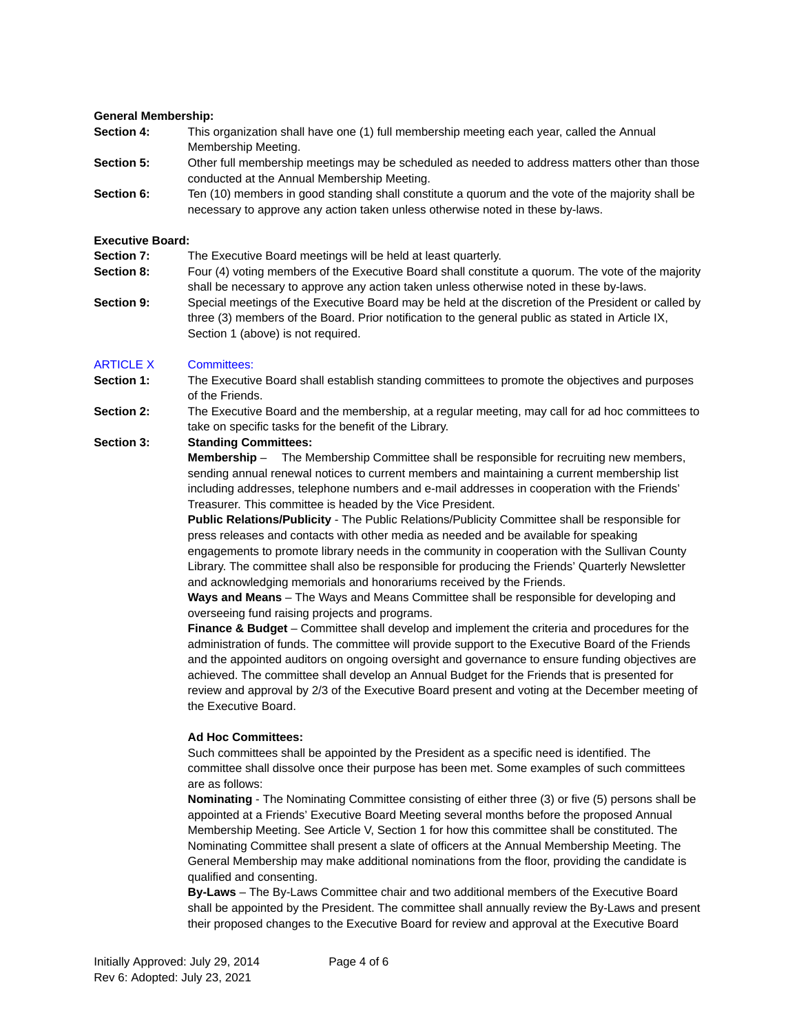**General Membership:**

**Section 4:** This organization shall have one (1) full membership meeting each year, called the Annual Membership Meeting.

**Section 5:** Other full membership meetings may be scheduled as needed to address matters other than those conducted at the Annual Membership Meeting.

**Section 6:** Ten (10) members in good standing shall constitute a quorum and the vote of the majority shall be necessary to approve any action taken unless otherwise noted in these by-laws.

**Executive Board:**

**Section 7:** The Executive Board meetings will be held at least quarterly.

**Section 8:** Four (4) voting members of the Executive Board shall constitute a quorum. The vote of the majority shall be necessary to approve any action taken unless otherwise noted in these by-laws.

**Section 9:** Special meetings of the Executive Board may be held at the discretion of the President or called by three (3) members of the Board. Prior notification to the general public as stated in Article IX, Section 1 (above) is not required.

## ARTICLE X Committees:

**Section 1:** The Executive Board shall establish standing committees to promote the objectives and purposes of the Friends.

**Section 2:** The Executive Board and the membership, at a regular meeting, may call for ad hoc committees to take on specific tasks for the benefit of the Library.

**Section 3:** **Standing Committees:**

**Membership** – The Membership Committee shall be responsible for recruiting new members, sending annual renewal notices to current members and maintaining a current membership list including addresses, telephone numbers and e-mail addresses in cooperation with the Friends' Treasurer. This committee is headed by the Vice President.

**Public Relations/Publicity** - The Public Relations/Publicity Committee shall be responsible for press releases and contacts with other media as needed and be available for speaking engagements to promote library needs in the community in cooperation with the Sullivan County Library. The committee shall also be responsible for producing the Friends' Quarterly Newsletter and acknowledging memorials and honorariums received by the Friends.

**Ways and Means** – The Ways and Means Committee shall be responsible for developing and overseeing fund raising projects and programs.

**Finance & Budget** – Committee shall develop and implement the criteria and procedures for the administration of funds. The committee will provide support to the Executive Board of the Friends and the appointed auditors on ongoing oversight and governance to ensure funding objectives are achieved. The committee shall develop an Annual Budget for the Friends that is presented for review and approval by 2/3 of the Executive Board present and voting at the December meeting of the Executive Board.

**Ad Hoc Committees:**

Such committees shall be appointed by the President as a specific need is identified. The committee shall dissolve once their purpose has been met. Some examples of such committees are as follows:

**Nominating** - The Nominating Committee consisting of either three (3) or five (5) persons shall be appointed at a Friends' Executive Board Meeting several months before the proposed Annual Membership Meeting. See Article V, Section 1 for how this committee shall be constituted. The Nominating Committee shall present a slate of officers at the Annual Membership Meeting. The General Membership may make additional nominations from the floor, providing the candidate is qualified and consenting.

**By-Laws** – The By-Laws Committee chair and two additional members of the Executive Board shall be appointed by the President. The committee shall annually review the By-Laws and present their proposed changes to the Executive Board for review and approval at the Executive Board

Initially Approved: July 29, 2014
Rev 6: Adopted: July 23, 2021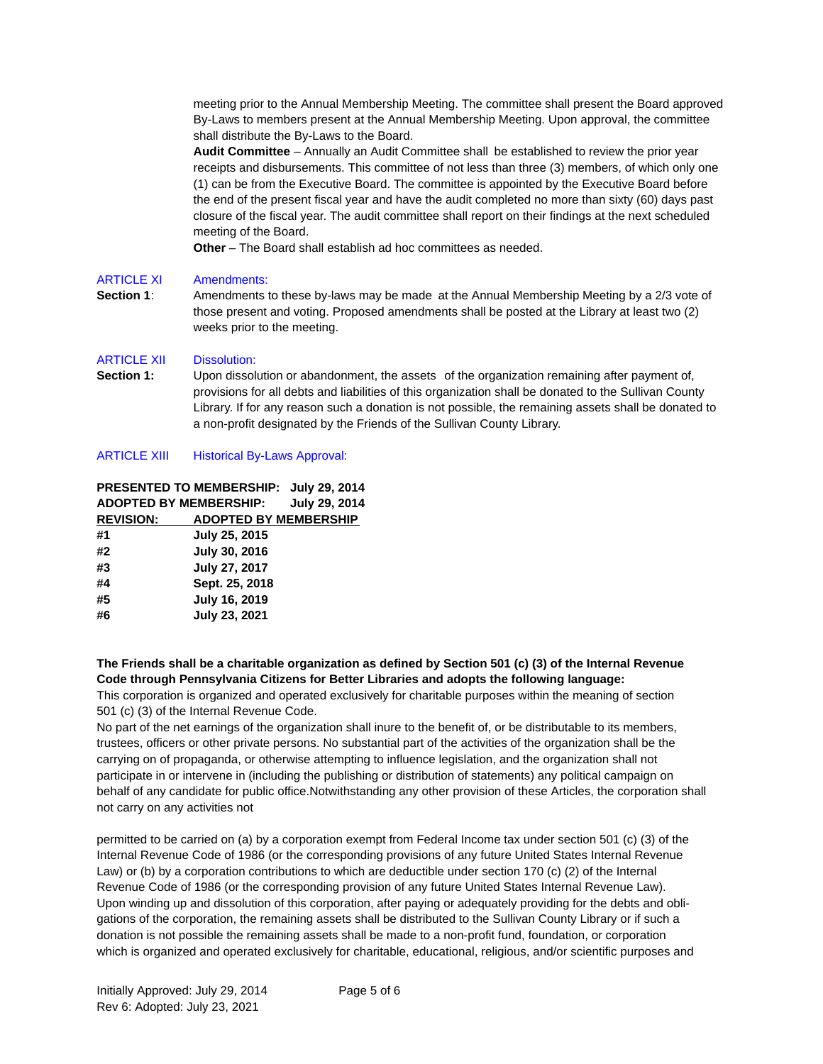meeting prior to the Annual Membership Meeting. The committee shall present the Board approved By-Laws to members present at the Annual Membership Meeting. Upon approval, the committee shall distribute the By-Laws to the Board.

**Audit Committee** – Annually an Audit Committee shall be established to review the prior year receipts and disbursements. This committee of not less than three (3) members, of which only one (1) can be from the Executive Board. The committee is appointed by the Executive Board before the end of the present fiscal year and have the audit completed no more than sixty (60) days past closure of the fiscal year. The audit committee shall report on their findings at the next scheduled meeting of the Board.

**Other** – The Board shall establish ad hoc committees as needed.

## ARTICLE XI Amendments:

**Section 1**: Amendments to these by-laws may be made at the Annual Membership Meeting by a 2/3 vote of those present and voting. Proposed amendments shall be posted at the Library at least two (2) weeks prior to the meeting.

## ARTICLE XII Dissolution:

**Section 1:** Upon dissolution or abandonment, the assets of the organization remaining after payment of, provisions for all debts and liabilities of this organization shall be donated to the Sullivan County Library. If for any reason such a donation is not possible, the remaining assets shall be donated to a non-profit designated by the Friends of the Sullivan County Library.

## ARTICLE XIII Historical By-Laws Approval:

**PRESENTED TO MEMBERSHIP: July 29, 2014**
**ADOPTED BY MEMBERSHIP: July 29, 2014**

| REVISION: | ADOPTED BY MEMBERSHIP |
|---|---|
| #1 | July 25, 2015 |
| #2 | July 30, 2016 |
| #3 | July 27, 2017 |
| #4 | Sept. 25, 2018 |
| #5 | July 16, 2019 |
| #6 | July 23, 2021 |

**The Friends shall be a charitable organization as defined by Section 501 (c) (3) of the Internal Revenue Code through Pennsylvania Citizens for Better Libraries and adopts the following language:**

This corporation is organized and operated exclusively for charitable purposes within the meaning of section 501 (c) (3) of the Internal Revenue Code.

No part of the net earnings of the organization shall inure to the benefit of, or be distributable to its members, trustees, officers or other private persons. No substantial part of the activities of the organization shall be the carrying on of propaganda, or otherwise attempting to influence legislation, and the organization shall not participate in or intervene in (including the publishing or distribution of statements) any political campaign on behalf of any candidate for public office.Notwithstanding any other provision of these Articles, the corporation shall not carry on any activities not

permitted to be carried on (a) by a corporation exempt from Federal Income tax under section 501 (c) (3) of the Internal Revenue Code of 1986 (or the corresponding provisions of any future United States Internal Revenue Law) or (b) by a corporation contributions to which are deductible under section 170 (c) (2) of the Internal Revenue Code of 1986 (or the corresponding provision of any future United States Internal Revenue Law). Upon winding up and dissolution of this corporation, after paying or adequately providing for the debts and obligations of the corporation, the remaining assets shall be distributed to the Sullivan County Library or if such a donation is not possible the remaining assets shall be made to a non-profit fund, foundation, or corporation which is organized and operated exclusively for charitable, educational, religious, and/or scientific purposes and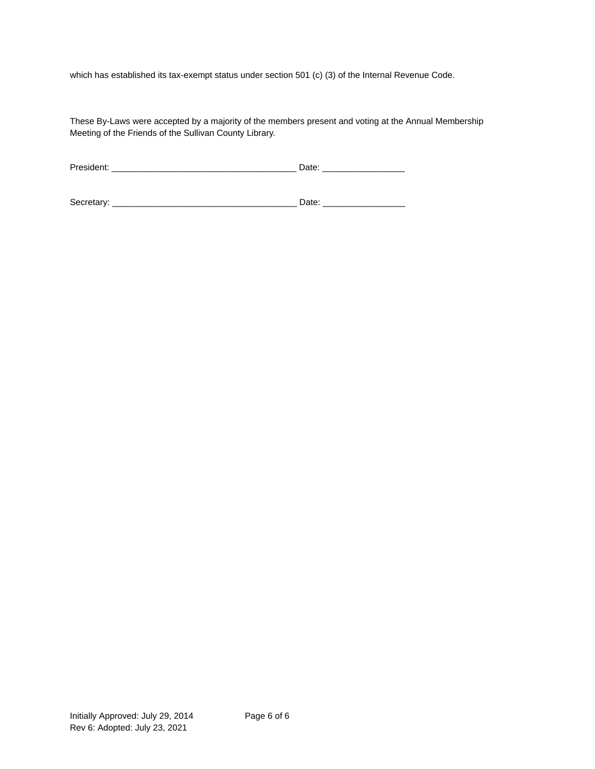which has established its tax-exempt status under section 501 (c) (3) of the Internal Revenue Code.

These By-Laws were accepted by a majority of the members present and voting at the Annual Membership Meeting of the Friends of the Sullivan County Library.

President: ______________________________________ Date: _________________

Secretary: ______________________________________ Date: _________________

Initially Approved: July 29, 2014
Rev 6: Adopted: July 23, 2021